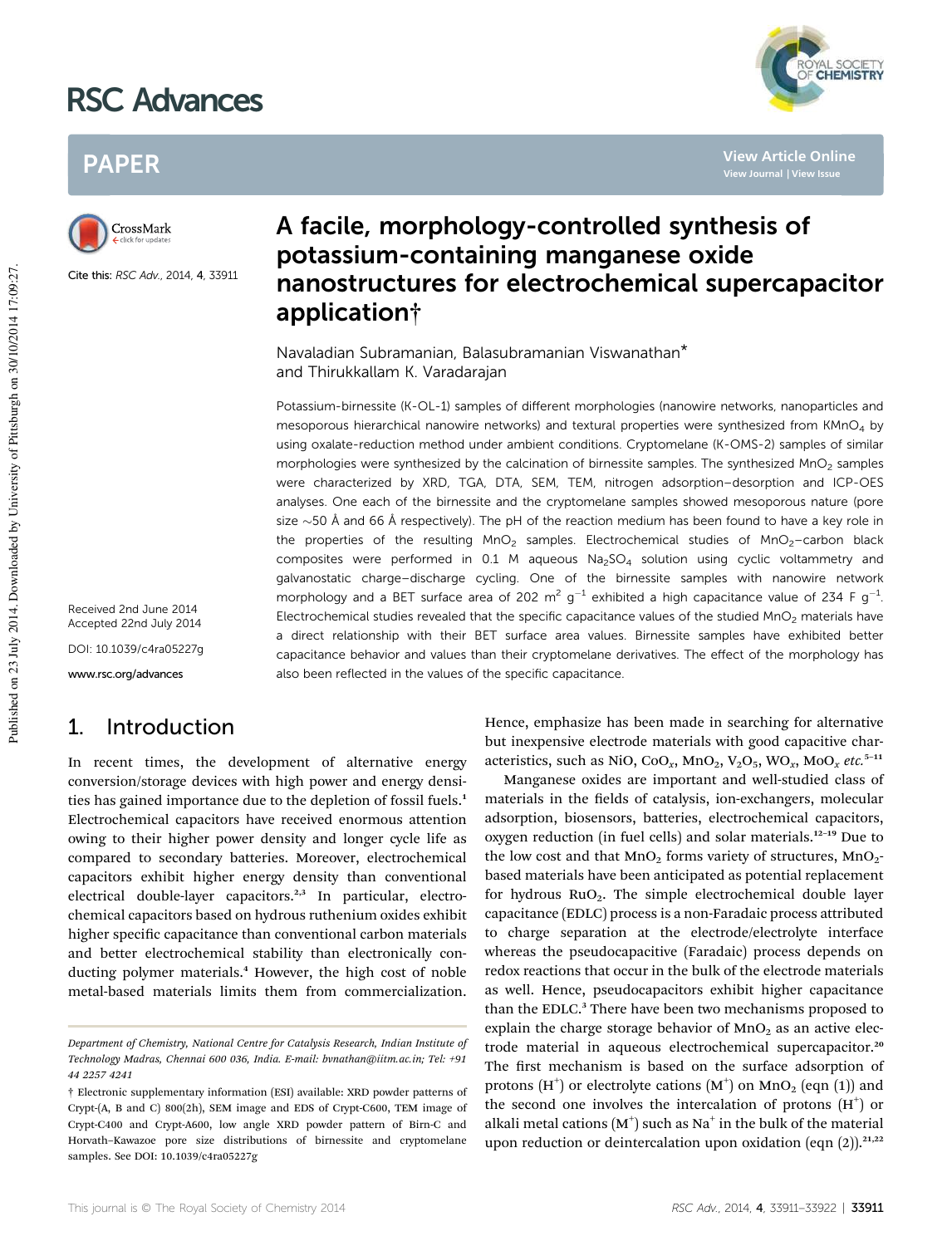# A facile, morphology-controlled synthesis of potassium-containing manganese oxide nanostructures for electrochemical supercapacitor application†

Navaladian Subramanian, Balasubramanian Viswanathan* and Thirukkallam K. Varadarajan

Cite this: RSC Adv., 2014, 4, 33911

Received 2nd June 2014
Accepted 22nd July 2014

DOI: 10.1039/c4ra05227g

www.rsc.org/advances

Potassium-birnessite (K-OL-1) samples of different morphologies (nanowire networks, nanoparticles and mesoporous hierarchical nanowire networks) and textural properties were synthesized from $KMnO_4$ by using oxalate-reduction method under ambient conditions. Cryptomelane (K-OMS-2) samples of similar morphologies were synthesized by the calcination of birnessite samples. The synthesized $MnO_2$ samples were characterized by XRD, TGA, DTA, SEM, TEM, nitrogen adsorption–desorption and ICP-OES analyses. One each of the birnessite and the cryptomelane samples showed mesoporous nature (pore size ~50 Å and 66 Å respectively). The pH of the reaction medium has been found to have a key role in the properties of the resulting $MnO_2$ samples. Electrochemical studies of $MnO_2$–carbon black composites were performed in 0.1 M aqueous $Na_2SO_4$ solution using cyclic voltammetry and galvanostatic charge–discharge cycling. One of the birnessite samples with nanowire network morphology and a BET surface area of 202 $m^2$ $g^{-1}$ exhibited a high capacitance value of 234 F $g^{-1}$. Electrochemical studies revealed that the specific capacitance values of the studied $MnO_2$ materials have a direct relationship with their BET surface area values. Birnessite samples have exhibited better capacitance behavior and values than their cryptomelane derivatives. The effect of the morphology has also been reflected in the values of the specific capacitance.

## 1. Introduction

In recent times, the development of alternative energy conversion/storage devices with high power and energy densities has gained importance due to the depletion of fossil fuels.[1] Electrochemical capacitors have received enormous attention owing to their higher power density and longer cycle life as compared to secondary batteries. Moreover, electrochemical capacitors exhibit higher energy density than conventional electrical double-layer capacitors.[2,3] In particular, electrochemical capacitors based on hydrous ruthenium oxides exhibit higher specific capacitance than conventional carbon materials and better electrochemical stability than electronically conducting polymer materials.[4] However, the high cost of noble metal-based materials limits them from commercialization. Hence, emphasize has been made in searching for alternative but inexpensive electrode materials with good capacitive characteristics, such as NiO, $CoO_x$, $MnO_2$, $V_2O_5$, $WO_x$, $MoO_x$ *etc.*[5–11]

Manganese oxides are important and well-studied class of materials in the fields of catalysis, ion-exchangers, molecular adsorption, biosensors, batteries, electrochemical capacitors, oxygen reduction (in fuel cells) and solar materials.[12–19] Due to the low cost and that $MnO_2$ forms variety of structures, $MnO_2$-based materials have been anticipated as potential replacement for hydrous $RuO_2$. The simple electrochemical double layer capacitance (EDLC) process is a non-Faradaic process attributed to charge separation at the electrode/electrolyte interface whereas the pseudocapacitive (Faradaic) process depends on redox reactions that occur in the bulk of the electrode materials as well. Hence, pseudocapacitors exhibit higher capacitance than the EDLC.[3] There have been two mechanisms proposed to explain the charge storage behavior of $MnO_2$ as an active electrode material in aqueous electrochemical supercapacitor.[20] The first mechanism is based on the surface adsorption of protons ($H^+$) or electrolyte cations ($M^+$) on $MnO_2$ (eqn (1)) and the second one involves the intercalation of protons ($H^+$) or alkali metal cations ($M^+$) such as $Na^+$ in the bulk of the material upon reduction or deintercalation upon oxidation (eqn (2)).[21,22]

*Department of Chemistry, National Centre for Catalysis Research, Indian Institute of Technology Madras, Chennai 600 036, India. E-mail: bvnathan@iitm.ac.in; Tel: +91 44 2257 4241*

† Electronic supplementary information (ESI) available: XRD powder patterns of Crypt-(A, B and C) 800(2h), SEM image and EDS of Crypt-C600, TEM image of Crypt-C400 and Crypt-A600, low angle XRD powder pattern of Birn-C and Horvath–Kawazoe pore size distributions of birnessite and cryptomelane samples. See DOI: 10.1039/c4ra05227g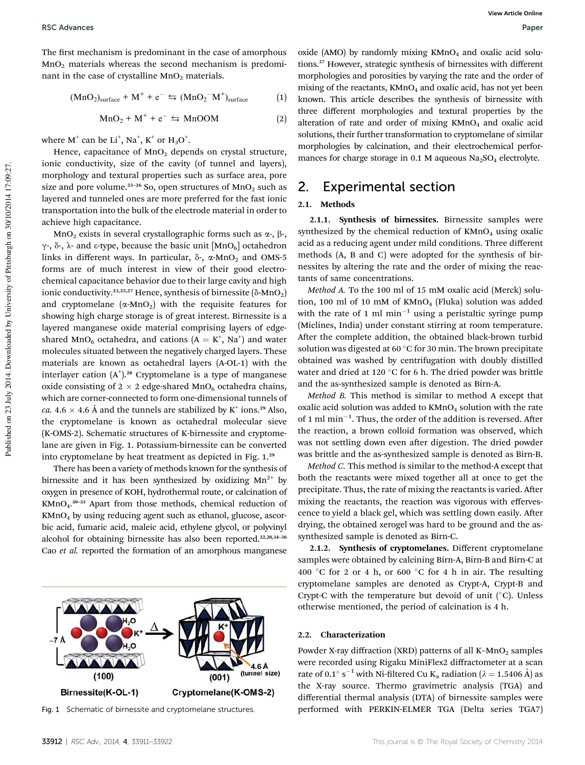The first mechanism is predominant in the case of amorphous $MnO_2$ materials whereas the second mechanism is predominant in the case of crystalline $MnO_2$ materials.

$$(MnO_2)_{surface} + M^+ + e^- \leftrightarrows (MnO_2^- M^+)_{surface} \quad (1)$$

$$MnO_2 + M^+ + e^- \leftrightarrows MnOOM \quad (2)$$

where $M^+$ can be $Li^+$, $Na^+$, $K^+$ or $H_3O^+$.

Hence, capacitance of $MnO_2$ depends on crystal structure, ionic conductivity, size of the cavity (of tunnel and layers), morphology and textural properties such as surface area, pore size and pore volume.[23–26] So, open structures of $MnO_2$ such as layered and tunneled ones are more preferred for the fast ionic transportation into the bulk of the electrode material in order to achieve high capacitance.

$MnO_2$ exists in several crystallographic forms such as α-, β-, γ-, δ-, λ- and ε-type, because the basic unit $[MnO_6]$ octahedron links in different ways. In particular, δ-, α-$MnO_2$ and OMS-5 forms are of much interest in view of their good electrochemical capacitance behavior due to their large cavity and high ionic conductivity.[23,25,27] Hence, synthesis of birnessite (δ-$MnO_2$) and cryptomelane (α-$MnO_2$) with the requisite features for showing high charge storage is of great interest. Birnessite is a layered manganese oxide material comprising layers of edge-shared $MnO_6$ octahedra, and cations (A = $K^+$, $Na^+$) and water molecules situated between the negatively charged layers. These materials are known as octahedral layers (A-OL-1) with the interlayer cation ($A^+$).[28] Cryptomelane is a type of manganese oxide consisting of 2 × 2 edge-shared $MnO_6$ octahedra chains, which are corner-connected to form one-dimensional tunnels of *ca.* 4.6 × 4.6 Å and the tunnels are stabilized by $K^+$ ions.[29] Also, the cryptomelane is known as octahedral molecular sieve (K-OMS-2). Schematic structures of K-birnessite and cryptomelane are given in Fig. 1. Potassium-birnessite can be converted into cryptomelane by heat treatment as depicted in Fig. 1.[29]

There has been a variety of methods known for the synthesis of birnessite and it has been synthesized by oxidizing $Mn^{2+}$ by oxygen in presence of KOH, hydrothermal route, or calcination of $KMnO_4$.[30–33] Apart from those methods, chemical reduction of $KMnO_4$ by using reducing agent such as ethanol, glucose, ascorbic acid, fumaric acid, maleic acid, ethylene glycol, or polyvinyl alcohol for obtaining birnessite has also been reported.[22,28,34–36] Cao *et al.* reported the formation of an amorphous manganese oxide (AMO) by randomly mixing $KMnO_4$ and oxalic acid solutions.[37] However, strategic synthesis of birnessites with different morphologies and porosities by varying the rate and the order of mixing of the reactants, $KMnO_4$ and oxalic acid, has not yet been known. This article describes the synthesis of birnessite with three different morphologies and textural properties by the alteration of rate and order of mixing $KMnO_4$ and oxalic acid solutions, their further transformation to cryptomelane of similar morphologies by calcination, and their electrochemical performances for charge storage in 0.1 M aqueous $Na_2SO_4$ electrolyte.

Fig. 1 Schematic of birnessite and cryptomelane structures.

# 2. Experimental section

## 2.1. Methods

### 2.1.1. Synthesis of birnessites.

Birnessite samples were synthesized by the chemical reduction of $KMnO_4$ using oxalic acid as a reducing agent under mild conditions. Three different methods (A, B and C) were adopted for the synthesis of birnessites by altering the rate and the order of mixing the reactants of same concentrations.

*Method A.* To the 100 ml of 15 mM oxalic acid (Merck) solution, 100 ml of 10 mM of $KMnO_4$ (Fluka) solution was added with the rate of 1 ml min$^{-1}$ using a peristaltic syringe pump (Miclines, India) under constant stirring at room temperature. After the complete addition, the obtained black-brown turbid solution was digested at 60 °C for 30 min. The brown precipitate obtained was washed by centrifugation with doubly distilled water and dried at 120 °C for 6 h. The dried powder was brittle and the as-synthesized sample is denoted as Birn-A.

*Method B.* This method is similar to method A except that oxalic acid solution was added to $KMnO_4$ solution with the rate of 1 ml min$^{-1}$. Thus, the order of the addition is reversed. After the reaction, a brown colloid formation was observed, which was not settling down even after digestion. The dried powder was brittle and the as-synthesized sample is denoted as Birn-B.

*Method C.* This method is similar to the method-A except that both the reactants were mixed together all at once to get the precipitate. Thus, the rate of mixing the reactants is varied. After mixing the reactants, the reaction was vigorous with effervescence to yield a black gel, which was settling down easily. After drying, the obtained xerogel was hard to be ground and the as-synthesized sample is denoted as Birn-C.

### 2.1.2. Synthesis of cryptomelanes.

Different cryptomelane samples were obtained by calcining Birn-A, Birn-B and Birn-C at 400 °C for 2 or 4 h, or 600 °C for 4 h in air. The resulting cryptomelane samples are denoted as Crypt-A, Crypt-B and Crypt-C with the temperature but devoid of unit (°C). Unless otherwise mentioned, the period of calcination is 4 h.

## 2.2. Characterization

Powder X-ray diffraction (XRD) patterns of all K–$MnO_2$ samples were recorded using Rigaku MiniFlex2 diffractometer at a scan rate of 0.1° s$^{-1}$ with Ni-filtered Cu $K_\alpha$ radiation (λ = 1.5406 Å) as the X-ray source. Thermo gravimetric analysis (TGA) and differential thermal analysis (DTA) of birnessite samples were performed with PERKIN-ELMER TGA (Delta series TGA7)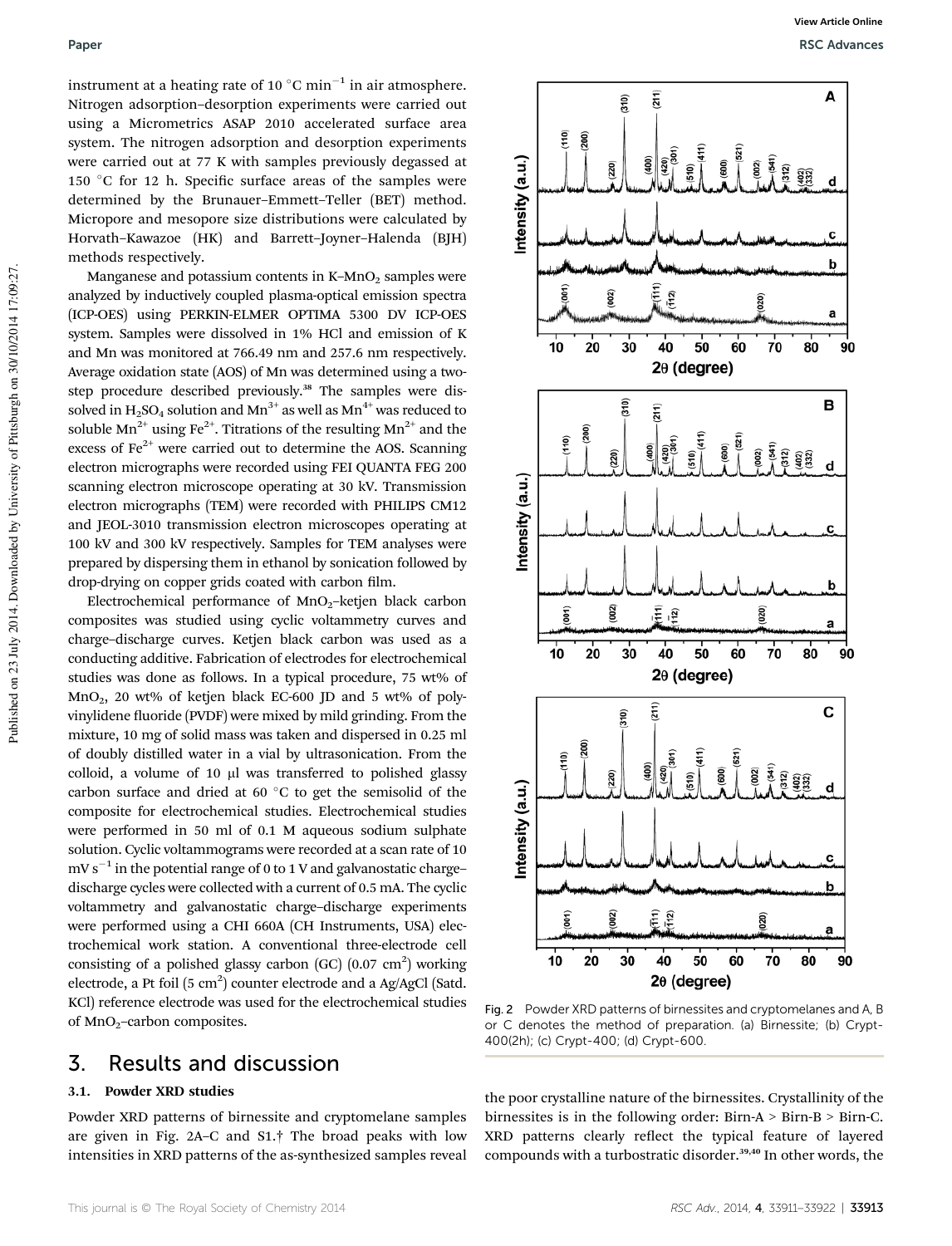instrument at a heating rate of 10 °C $min^{-1}$ in air atmosphere. Nitrogen adsorption–desorption experiments were carried out using a Micrometrics ASAP 2010 accelerated surface area system. The nitrogen adsorption and desorption experiments were carried out at 77 K with samples previously degassed at 150 °C for 12 h. Specific surface areas of the samples were determined by the Brunauer–Emmett–Teller (BET) method. Micropore and mesopore size distributions were calculated by Horvath–Kawazoe (HK) and Barrett–Joyner–Halenda (BJH) methods respectively.

Manganese and potassium contents in K–$MnO_2$ samples were analyzed by inductively coupled plasma-optical emission spectra (ICP-OES) using PERKIN-ELMER OPTIMA 5300 DV ICP-OES system. Samples were dissolved in 1% HCl and emission of K and Mn was monitored at 766.49 nm and 257.6 nm respectively. Average oxidation state (AOS) of Mn was determined using a two-step procedure described previously.[38] The samples were dissolved in $H_2SO_4$ solution and $Mn^{3+}$ as well as $Mn^{4+}$ was reduced to soluble $Mn^{2+}$ using $Fe^{2+}$. Titrations of the resulting $Mn^{2+}$ and the excess of $Fe^{2+}$ were carried out to determine the AOS. Scanning electron micrographs were recorded using FEI QUANTA FEG 200 scanning electron microscope operating at 30 kV. Transmission electron micrographs (TEM) were recorded with PHILIPS CM12 and JEOL-3010 transmission electron microscopes operating at 100 kV and 300 kV respectively. Samples for TEM analyses were prepared by dispersing them in ethanol by sonication followed by drop-drying on copper grids coated with carbon film.

Electrochemical performance of $MnO_2$–ketjen black carbon composites was studied using cyclic voltammetry curves and charge–discharge curves. Ketjen black carbon was used as a conducting additive. Fabrication of electrodes for electrochemical studies was done as follows. In a typical procedure, 75 wt% of $MnO_2$, 20 wt% of ketjen black EC-600 JD and 5 wt% of polyvinylidene fluoride (PVDF) were mixed by mild grinding. From the mixture, 10 mg of solid mass was taken and dispersed in 0.25 ml of doubly distilled water in a vial by ultrasonication. From the colloid, a volume of 10 μl was transferred to polished glassy carbon surface and dried at 60 °C to get the semisolid of the composite for electrochemical studies. Electrochemical studies were performed in 50 ml of 0.1 M aqueous sodium sulphate solution. Cyclic voltammograms were recorded at a scan rate of 10 mV $s^{-1}$ in the potential range of 0 to 1 V and galvanostatic charge–discharge cycles were collected with a current of 0.5 mA. The cyclic voltammetry and galvanostatic charge–discharge experiments were performed using a CHI 660A (CH Instruments, USA) electrochemical work station. A conventional three-electrode cell consisting of a polished glassy carbon (GC) (0.07 $cm^2$) working electrode, a Pt foil (5 $cm^2$) counter electrode and a Ag/AgCl (Satd. KCl) reference electrode was used for the electrochemical studies of $MnO_2$–carbon composites.

Fig. 2 Powder XRD patterns of birnessites and cryptomelanes and A, B or C denotes the method of preparation. (a) Birnessite; (b) Crypt-400(2h); (c) Crypt-400; (d) Crypt-600.

## 3. Results and discussion

### 3.1. Powder XRD studies

Powder XRD patterns of birnessite and cryptomelane samples are given in Fig. 2A–C and S1.† The broad peaks with low intensities in XRD patterns of the as-synthesized samples reveal the poor crystalline nature of the birnessites. Crystallinity of the birnessites is in the following order: Birn-A > Birn-B > Birn-C. XRD patterns clearly reflect the typical feature of layered compounds with a turbostratic disorder.[39,40] In other words, the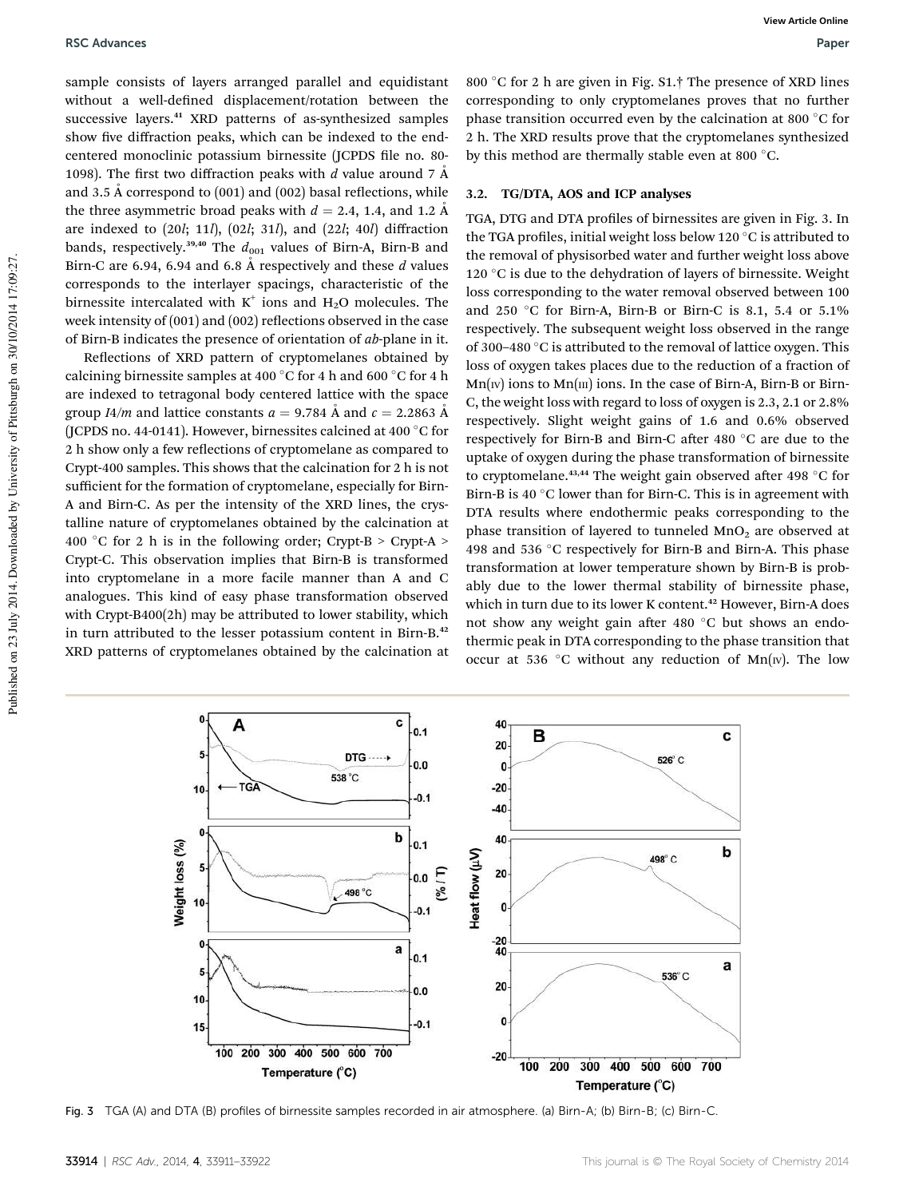sample consists of layers arranged parallel and equidistant without a well-defined displacement/rotation between the successive layers.[41] XRD patterns of as-synthesized samples show five diffraction peaks, which can be indexed to the end-centered monoclinic potassium birnessite (JCPDS file no. 80-1098). The first two diffraction peaks with $d$ value around 7 Å and 3.5 Å correspond to (001) and (002) basal reflections, while the three asymmetric broad peaks with $d$ = 2.4, 1.4, and 1.2 Å are indexed to (20$l$; 11$l$), (02$l$; 31$l$), and (22$l$; 40$l$) diffraction bands, respectively.[39,40] The $d_{001}$ values of Birn-A, Birn-B and Birn-C are 6.94, 6.94 and 6.8 Å respectively and these $d$ values corresponds to the interlayer spacings, characteristic of the birnessite intercalated with $K^+$ ions and $H_2O$ molecules. The week intensity of (001) and (002) reflections observed in the case of Birn-B indicates the presence of orientation of $ab$-plane in it.

Reflections of XRD pattern of cryptomelanes obtained by calcining birnessite samples at 400 °C for 4 h and 600 °C for 4 h are indexed to tetragonal body centered lattice with the space group $I4/m$ and lattice constants $a$ = 9.784 Å and $c$ = 2.2863 Å (JCPDS no. 44-0141). However, birnessites calcined at 400 °C for 2 h show only a few reflections of cryptomelane as compared to Crypt-400 samples. This shows that the calcination for 2 h is not sufficient for the formation of cryptomelane, especially for Birn-A and Birn-C. As per the intensity of the XRD lines, the crystalline nature of cryptomelanes obtained by the calcination at 400 °C for 2 h is in the following order; Crypt-B > Crypt-A > Crypt-C. This observation implies that Birn-B is transformed into cryptomelane in a more facile manner than A and C analogues. This kind of easy phase transformation observed with Crypt-B400(2h) may be attributed to lower stability, which in turn attributed to the lesser potassium content in Birn-B.[42] XRD patterns of cryptomelanes obtained by the calcination at 800 °C for 2 h are given in Fig. S1.† The presence of XRD lines corresponding to only cryptomelanes proves that no further phase transition occurred even by the calcination at 800 °C for 2 h. The XRD results prove that the cryptomelanes synthesized by this method are thermally stable even at 800 °C.

### 3.2. TG/DTA, AOS and ICP analyses

TGA, DTG and DTA profiles of birnessites are given in Fig. 3. In the TGA profiles, initial weight loss below 120 °C is attributed to the removal of physisorbed water and further weight loss above 120 °C is due to the dehydration of layers of birnessite. Weight loss corresponding to the water removal observed between 100 and 250 °C for Birn-A, Birn-B or Birn-C is 8.1, 5.4 or 5.1% respectively. The subsequent weight loss observed in the range of 300–480 °C is attributed to the removal of lattice oxygen. This loss of oxygen takes places due to the reduction of a fraction of Mn(IV) ions to Mn(III) ions. In the case of Birn-A, Birn-B or Birn-C, the weight loss with regard to loss of oxygen is 2.3, 2.1 or 2.8% respectively. Slight weight gains of 1.6 and 0.6% observed respectively for Birn-B and Birn-C after 480 °C are due to the uptake of oxygen during the phase transformation of birnessite to cryptomelane.[43,44] The weight gain observed after 498 °C for Birn-B is 40 °C lower than for Birn-C. This is in agreement with DTA results where endothermic peaks corresponding to the phase transition of layered to tunneled $MnO_2$ are observed at 498 and 536 °C respectively for Birn-B and Birn-A. This phase transformation at lower temperature shown by Birn-B is probably due to the lower thermal stability of birnessite phase, which in turn due to its lower K content.[42] However, Birn-A does not show any weight gain after 480 °C but shows an endothermic peak in DTA corresponding to the phase transition that occur at 536 °C without any reduction of Mn(IV). The low

Fig. 3 TGA (A) and DTA (B) profiles of birnessite samples recorded in air atmosphere. (a) Birn-A; (b) Birn-B; (c) Birn-C.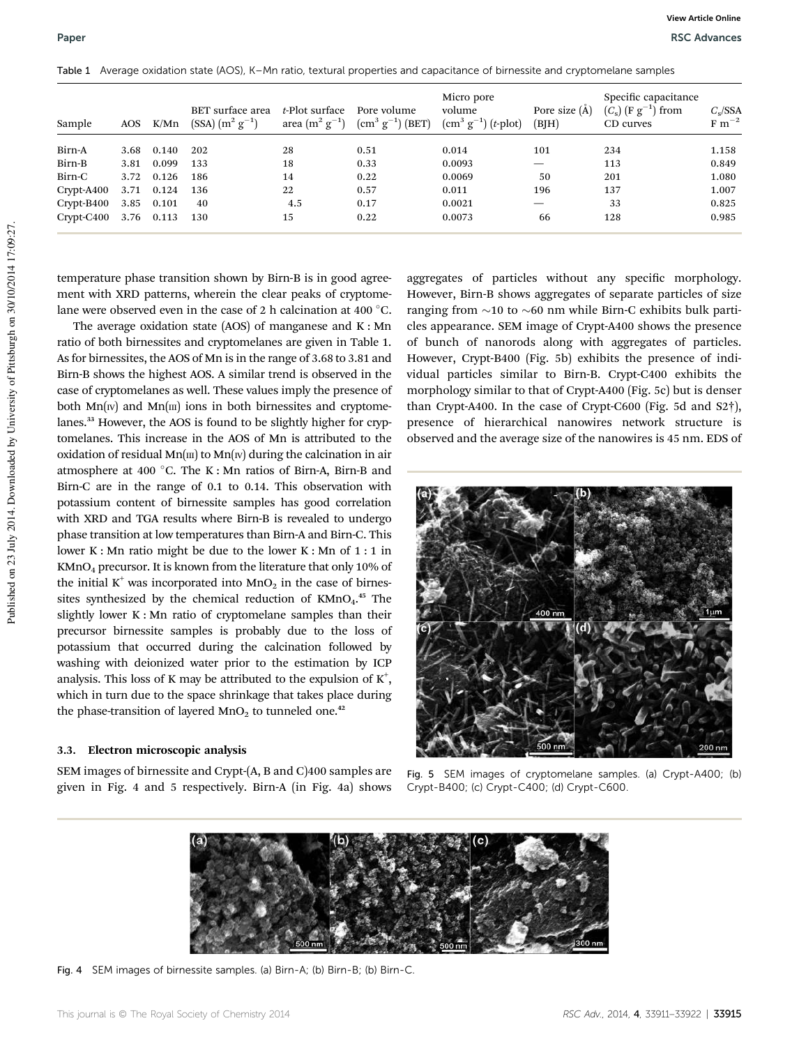Table 1 Average oxidation state (AOS), K–Mn ratio, textural properties and capacitance of birnessite and cryptomelane samples

| Sample | AOS | K/Mn | BET surface area (SSA) ($m^2$ $g^{-1}$) | *t*-Plot surface area ($m^2$ $g^{-1}$) | Pore volume ($cm^3$ $g^{-1}$) (BET) | Micro pore volume ($cm^3$ $g^{-1}$) (*t*-plot) | Pore size (Å) (BJH) | Specific capacitance ($C_s$) (F $g^{-1}$) from CD curves | $C_s$/SSA F $m^{-2}$ |
|---|---|---|---|---|---|---|---|---|---|
| Birn-A | 3.68 | 0.140 | 202 | 28 | 0.51 | 0.014 | 101 | 234 | 1.158 |
| Birn-B | 3.81 | 0.099 | 133 | 18 | 0.33 | 0.0093 | — | 113 | 0.849 |
| Birn-C | 3.72 | 0.126 | 186 | 14 | 0.22 | 0.0069 | 50 | 201 | 1.080 |
| Crypt-A400 | 3.71 | 0.124 | 136 | 22 | 0.57 | 0.011 | 196 | 137 | 1.007 |
| Crypt-B400 | 3.85 | 0.101 | 40 | 4.5 | 0.17 | 0.0021 | — | 33 | 0.825 |
| Crypt-C400 | 3.76 | 0.113 | 130 | 15 | 0.22 | 0.0073 | 66 | 128 | 0.985 |

temperature phase transition shown by Birn-B is in good agreement with XRD patterns, wherein the clear peaks of cryptomelane were observed even in the case of 2 h calcination at 400 °C.

The average oxidation state (AOS) of manganese and K : Mn ratio of both birnessites and cryptomelanes are given in Table 1. As for birnessites, the AOS of Mn is in the range of 3.68 to 3.81 and Birn-B shows the highest AOS. A similar trend is observed in the case of cryptomelanes as well. These values imply the presence of both Mn(IV) and Mn(III) ions in both birnessites and cryptomelanes.[33] However, the AOS is found to be slightly higher for cryptomelanes. This increase in the AOS of Mn is attributed to the oxidation of residual Mn(III) to Mn(IV) during the calcination in air atmosphere at 400 °C. The K : Mn ratios of Birn-A, Birn-B and Birn-C are in the range of 0.1 to 0.14. This observation with potassium content of birnessite samples has good correlation with XRD and TGA results where Birn-B is revealed to undergo phase transition at low temperatures than Birn-A and Birn-C. This lower K : Mn ratio might be due to the lower K : Mn of 1 : 1 in $KMnO_4$ precursor. It is known from the literature that only 10% of the initial $K^+$ was incorporated into $MnO_2$ in the case of birnessites synthesized by the chemical reduction of $KMnO_4$.[45] The slightly lower K : Mn ratio of cryptomelane samples than their precursor birnessite samples is probably due to the loss of potassium that occurred during the calcination followed by washing with deionized water prior to the estimation by ICP analysis. This loss of K may be attributed to the expulsion of $K^+$, which in turn due to the space shrinkage that takes place during the phase-transition of layered $MnO_2$ to tunneled one.[42]

### 3.3. Electron microscopic analysis

SEM images of birnessite and Crypt-(A, B and C)400 samples are given in Fig. 4 and 5 respectively. Birn-A (in Fig. 4a) shows aggregates of particles without any specific morphology. However, Birn-B shows aggregates of separate particles of size ranging from ~10 to ~60 nm while Birn-C exhibits bulk particles appearance. SEM image of Crypt-A400 shows the presence of bunch of nanorods along with aggregates of particles. However, Crypt-B400 (Fig. 5b) exhibits the presence of individual particles similar to Birn-B. Crypt-C400 exhibits the morphology similar to that of Crypt-A400 (Fig. 5c) but is denser than Crypt-A400. In the case of Crypt-C600 (Fig. 5d and S2†), presence of hierarchical nanowires network structure is observed and the average size of the nanowires is 45 nm. EDS of

Fig. 5 SEM images of cryptomelane samples. (a) Crypt-A400; (b) Crypt-B400; (c) Crypt-C400; (d) Crypt-C600.

Fig. 4 SEM images of birnessite samples. (a) Birn-A; (b) Birn-B; (b) Birn-C.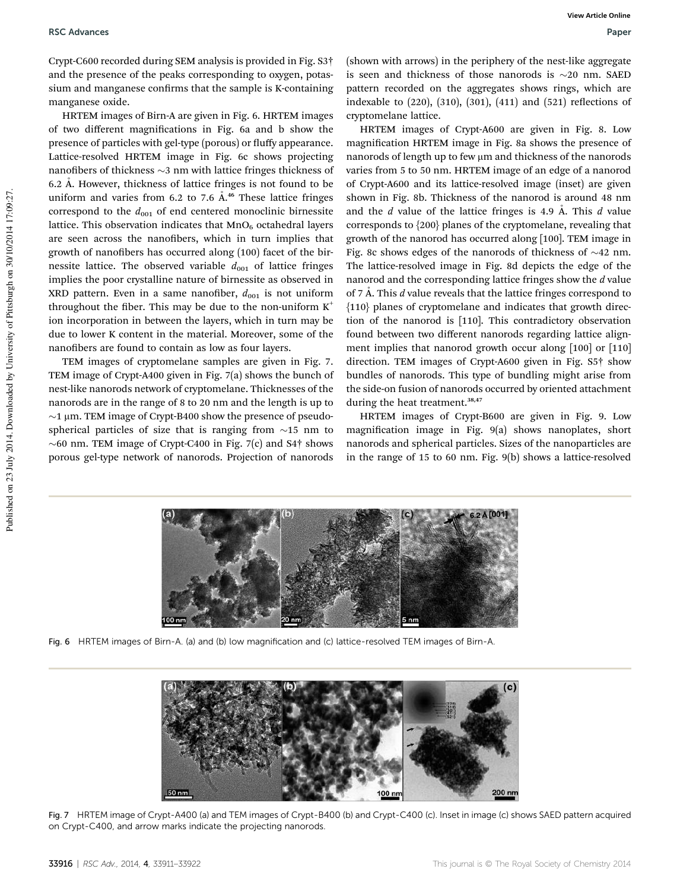Crypt-C600 recorded during SEM analysis is provided in Fig. S3† and the presence of the peaks corresponding to oxygen, potassium and manganese confirms that the sample is K-containing manganese oxide.

HRTEM images of Birn-A are given in Fig. 6. HRTEM images of two different magnifications in Fig. 6a and b show the presence of particles with gel-type (porous) or fluffy appearance. Lattice-resolved HRTEM image in Fig. 6c shows projecting nanofibers of thickness ~3 nm with lattice fringes thickness of 6.2 Å. However, thickness of lattice fringes is not found to be uniform and varies from 6.2 to 7.6 Å.[46] These lattice fringes correspond to the $d_{001}$ of end centered monoclinic birnessite lattice. This observation indicates that $MnO_6$ octahedral layers are seen across the nanofibers, which in turn implies that growth of nanofibers has occurred along (100) facet of the birnessite lattice. The observed variable $d_{001}$ of lattice fringes implies the poor crystalline nature of birnessite as observed in XRD pattern. Even in a same nanofiber, $d_{001}$ is not uniform throughout the fiber. This may be due to the non-uniform $K^+$ ion incorporation in between the layers, which in turn may be due to lower K content in the material. Moreover, some of the nanofibers are found to contain as low as four layers.

TEM images of cryptomelane samples are given in Fig. 7. TEM image of Crypt-A400 given in Fig. 7(a) shows the bunch of nest-like nanorods network of cryptomelane. Thicknesses of the nanorods are in the range of 8 to 20 nm and the length is up to ~1 μm. TEM image of Crypt-B400 show the presence of pseudo-spherical particles of size that is ranging from ~15 nm to ~60 nm. TEM image of Crypt-C400 in Fig. 7(c) and S4† shows porous gel-type network of nanorods. Projection of nanorods (shown with arrows) in the periphery of the nest-like aggregate is seen and thickness of those nanorods is ~20 nm. SAED pattern recorded on the aggregates shows rings, which are indexable to (220), (310), (301), (411) and (521) reflections of cryptomelane lattice.

HRTEM images of Crypt-A600 are given in Fig. 8. Low magnification HRTEM image in Fig. 8a shows the presence of nanorods of length up to few μm and thickness of the nanorods varies from 5 to 50 nm. HRTEM image of an edge of a nanorod of Crypt-A600 and its lattice-resolved image (inset) are given shown in Fig. 8b. Thickness of the nanorod is around 48 nm and the $d$ value of the lattice fringes is 4.9 Å. This $d$ value corresponds to {200} planes of the cryptomelane, revealing that growth of the nanorod has occurred along [100]. TEM image in Fig. 8c shows edges of the nanorods of thickness of ~42 nm. The lattice-resolved image in Fig. 8d depicts the edge of the nanorod and the corresponding lattice fringes show the $d$ value of 7 Å. This $d$ value reveals that the lattice fringes correspond to {110} planes of cryptomelane and indicates that growth direction of the nanorod is [110]. This contradictory observation found between two different nanorods regarding lattice alignment implies that nanorod growth occur along [100] or [110] direction. TEM images of Crypt-A600 given in Fig. S5† show bundles of nanorods. This type of bundling might arise from the side-on fusion of nanorods occurred by oriented attachment during the heat treatment.[38,47]

HRTEM images of Crypt-B600 are given in Fig. 9. Low magnification image in Fig. 9(a) shows nanoplates, short nanorods and spherical particles. Sizes of the nanoparticles are in the range of 15 to 60 nm. Fig. 9(b) shows a lattice-resolved

Fig. 6 HRTEM images of Birn-A. (a) and (b) low magnification and (c) lattice-resolved TEM images of Birn-A.

Fig. 7 HRTEM image of Crypt-A400 (a) and TEM images of Crypt-B400 (b) and Crypt-C400 (c). Inset in image (c) shows SAED pattern acquired on Crypt-C400, and arrow marks indicate the projecting nanorods.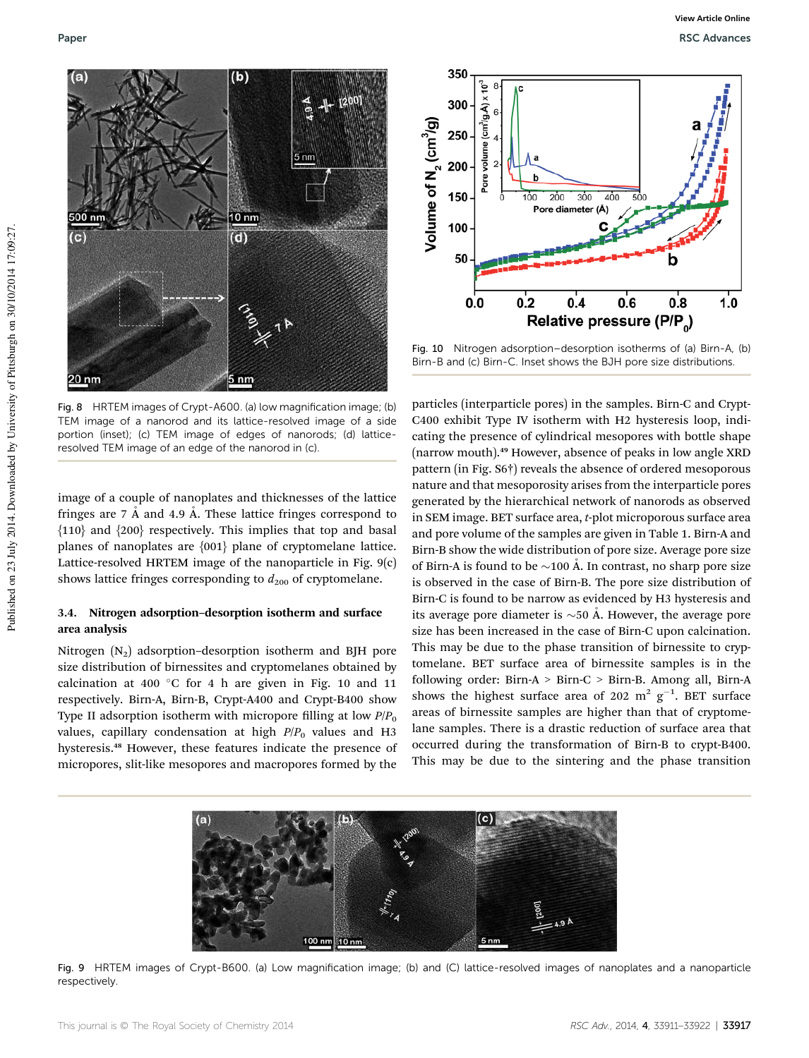Fig. 8 HRTEM images of Crypt-A600. (a) low magnification image; (b) TEM image of a nanorod and its lattice-resolved image of a side portion (inset); (c) TEM image of edges of nanorods; (d) lattice-resolved TEM image of an edge of the nanorod in (c).

Fig. 10 Nitrogen adsorption–desorption isotherms of (a) Birn-A, (b) Birn-B and (c) Birn-C. Inset shows the BJH pore size distributions.

image of a couple of nanoplates and thicknesses of the lattice fringes are 7 Å and 4.9 Å. These lattice fringes correspond to {110} and {200} respectively. This implies that top and basal planes of nanoplates are {001} plane of cryptomelane lattice. Lattice-resolved HRTEM image of the nanoparticle in Fig. 9(c) shows lattice fringes corresponding to $d_{200}$ of cryptomelane.

### 3.4. Nitrogen adsorption–desorption isotherm and surface area analysis

Nitrogen ($N_2$) adsorption–desorption isotherm and BJH pore size distribution of birnessites and cryptomelanes obtained by calcination at 400 °C for 4 h are given in Fig. 10 and 11 respectively. Birn-A, Birn-B, Crypt-A400 and Crypt-B400 show Type II adsorption isotherm with micropore filling at low $P/P_0$ values, capillary condensation at high $P/P_0$ values and H3 hysteresis.[48] However, these features indicate the presence of micropores, slit-like mesopores and macropores formed by the particles (interparticle pores) in the samples. Birn-C and Crypt-C400 exhibit Type IV isotherm with H2 hysteresis loop, indicating the presence of cylindrical mesopores with bottle shape (narrow mouth).[49] However, absence of peaks in low angle XRD pattern (in Fig. S6†) reveals the absence of ordered mesoporous nature and that mesoporosity arises from the interparticle pores generated by the hierarchical network of nanorods as observed in SEM image. BET surface area, *t*-plot microporous surface area and pore volume of the samples are given in Table 1. Birn-A and Birn-B show the wide distribution of pore size. Average pore size of Birn-A is found to be ~100 Å. In contrast, no sharp pore size is observed in the case of Birn-B. The pore size distribution of Birn-C is found to be narrow as evidenced by H3 hysteresis and its average pore diameter is ~50 Å. However, the average pore size has been increased in the case of Birn-C upon calcination. This may be due to the phase transition of birnessite to cryptomelane. BET surface area of birnessite samples is in the following order: Birn-A > Birn-C > Birn-B. Among all, Birn-A shows the highest surface area of 202 $m^2$ $g^{-1}$. BET surface areas of birnessite samples are higher than that of cryptomelane samples. There is a drastic reduction of surface area that occurred during the transformation of Birn-B to crypt-B400. This may be due to the sintering and the phase transition

Fig. 9 HRTEM images of Crypt-B600. (a) Low magnification image; (b) and (C) lattice-resolved images of nanoplates and a nanoparticle respectively.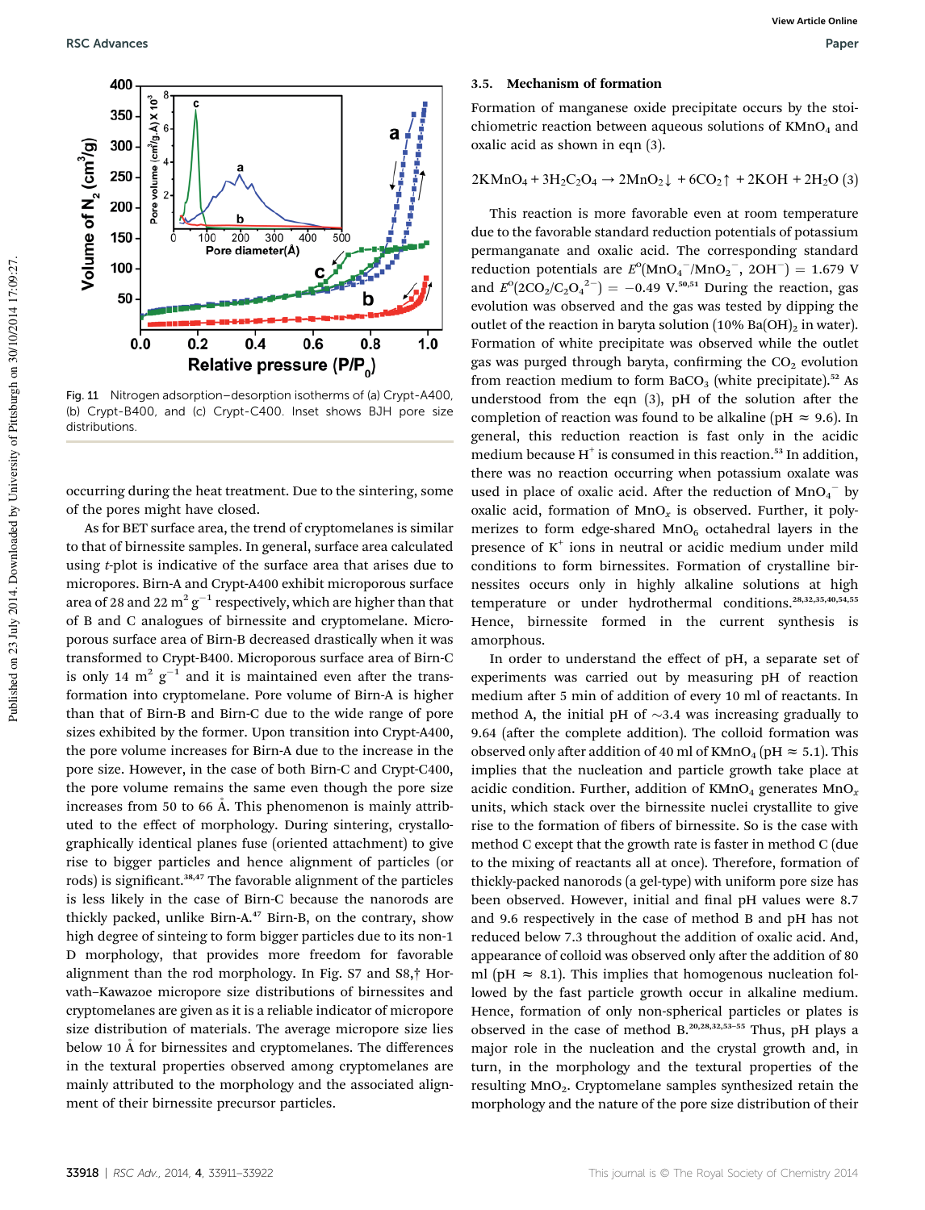Fig. 11 Nitrogen adsorption–desorption isotherms of (a) Crypt-A400, (b) Crypt-B400, and (c) Crypt-C400. Inset shows BJH pore size distributions.

occurring during the heat treatment. Due to the sintering, some of the pores might have closed.

As for BET surface area, the trend of cryptomelanes is similar to that of birnessite samples. In general, surface area calculated using *t*-plot is indicative of the surface area that arises due to micropores. Birn-A and Crypt-A400 exhibit microporous surface area of 28 and 22 $m^2 g^{-1}$ respectively, which are higher than that of B and C analogues of birnessite and cryptomelane. Microporous surface area of Birn-B decreased drastically when it was transformed to Crypt-B400. Microporous surface area of Birn-C is only 14 $m^2 g^{-1}$ and it is maintained even after the transformation into cryptomelane. Pore volume of Birn-A is higher than that of Birn-B and Birn-C due to the wide range of pore sizes exhibited by the former. Upon transition into Crypt-A400, the pore volume increases for Birn-A due to the increase in the pore size. However, in the case of both Birn-C and Crypt-C400, the pore volume remains the same even though the pore size increases from 50 to 66 Å. This phenomenon is mainly attributed to the effect of morphology. During sintering, crystallographically identical planes fuse (oriented attachment) to give rise to bigger particles and hence alignment of particles (or rods) is significant.[38,47] The favorable alignment of the particles is less likely in the case of Birn-C because the nanorods are thickly packed, unlike Birn-A.[47] Birn-B, on the contrary, show high degree of sinteing to form bigger particles due to its non-1 D morphology, that provides more freedom for favorable alignment than the rod morphology. In Fig. S7 and S8,† Horvath–Kawazoe micropore size distributions of birnessites and cryptomelanes are given as it is a reliable indicator of micropore size distribution of materials. The average micropore size lies below 10 Å for birnessites and cryptomelanes. The differences in the textural properties observed among cryptomelanes are mainly attributed to the morphology and the associated alignment of their birnessite precursor particles.

### 3.5. Mechanism of formation

Formation of manganese oxide precipitate occurs by the stoichiometric reaction between aqueous solutions of $KMnO_4$ and oxalic acid as shown in eqn (3).

$$2KMnO_4 + 3H_2C_2O_4 \rightarrow 2MnO_2\downarrow + 6CO_2\uparrow + 2KOH + 2H_2O \quad (3)$$

This reaction is more favorable even at room temperature due to the favorable standard reduction potentials of potassium permanganate and oxalic acid. The corresponding standard reduction potentials are $E^o(MnO_4^-/MnO_2^-, 2OH^-) = 1.679$ V and $E^o(2CO_2/C_2O_4^{2-}) = -0.49$ V.[50,51] During the reaction, gas evolution was observed and the gas was tested by dipping the outlet of the reaction in baryta solution (10% $Ba(OH)_2$ in water). Formation of white precipitate was observed while the outlet gas was purged through baryta, confirming the $CO_2$ evolution from reaction medium to form $BaCO_3$ (white precipitate).[52] As understood from the eqn (3), pH of the solution after the completion of reaction was found to be alkaline (pH ≈ 9.6). In general, this reduction reaction is fast only in the acidic medium because $H^+$ is consumed in this reaction.[53] In addition, there was no reaction occurring when potassium oxalate was used in place of oxalic acid. After the reduction of $MnO_4^-$ by oxalic acid, formation of $MnO_x$ is observed. Further, it polymerizes to form edge-shared $MnO_6$ octahedral layers in the presence of $K^+$ ions in neutral or alkaline medium under mild conditions to form birnessites. Formation of crystalline birnessites occurs only in highly alkaline solutions at high temperature or under hydrothermal conditions.[28,32,35,40,54,55] Hence, birnessite formed in the current synthesis is amorphous.

In order to understand the effect of pH, a separate set of experiments was carried out by measuring pH of reaction medium after 5 min of addition of every 10 ml of reactants. In method A, the initial pH of ~3.4 was increasing gradually to 9.64 (after the complete addition). The colloid formation was observed only after addition of 40 ml of $KMnO_4$ (pH ≈ 5.1). This implies that the nucleation and particle growth take place at acidic condition. Further, addition of $KMnO_4$ generates $MnO_x$ units, which stack over the birnessite nuclei crystallite to give rise to the formation of fibers of birnessite. So is the case with method C except that the growth rate is faster in method C (due to the mixing of reactants all at once). Therefore, formation of thickly-packed nanorods (a gel-type) with uniform pore size has been observed. However, initial and final pH values were 8.7 and 9.6 respectively in the case of method B and pH has not reduced below 7.3 throughout the addition of oxalic acid. And, appearance of colloid was observed only after the addition of 80 ml (pH ≈ 8.1). This implies that homogenous nucleation followed by the fast particle growth occur in alkaline medium. Hence, formation of only non-spherical particles or plates is observed in the case of method B.[20,28,32,53–55] Thus, pH plays a major role in the nucleation and the crystal growth and, in turn, in the morphology and the textural properties of the resulting $MnO_2$. Cryptomelane samples synthesized retain the morphology and the nature of the pore size distribution of their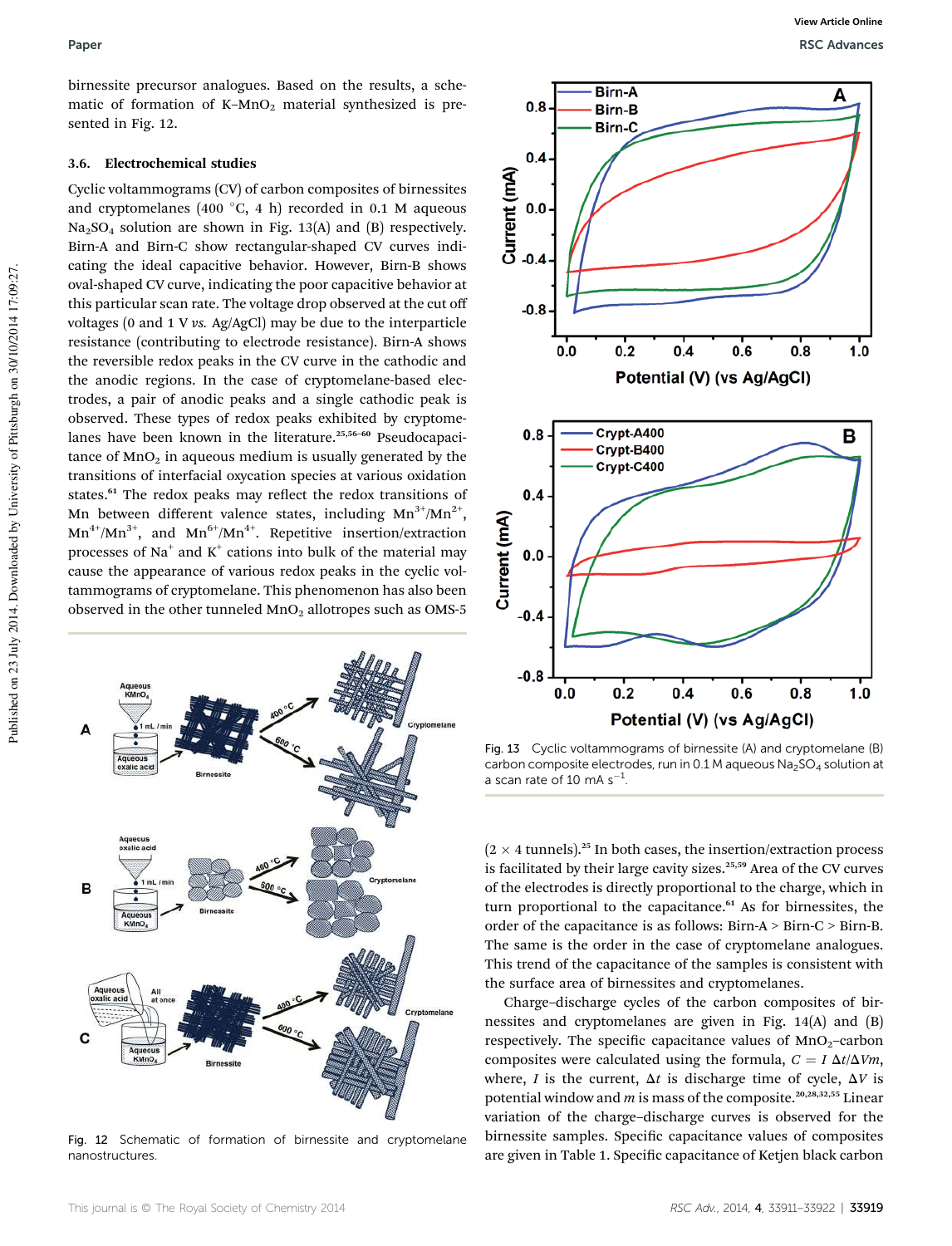birnessite precursor analogues. Based on the results, a schematic of formation of K–$MnO_2$ material synthesized is presented in Fig. 12.

### 3.6. Electrochemical studies

Cyclic voltammograms (CV) of carbon composites of birnessites and cryptomelanes (400 °C, 4 h) recorded in 0.1 M aqueous $Na_2SO_4$ solution are shown in Fig. 13(A) and (B) respectively. Birn-A and Birn-C show rectangular-shaped CV curves indicating the ideal capacitive behavior. However, Birn-B shows oval-shaped CV curve, indicating the poor capacitive behavior at this particular scan rate. The voltage drop observed at the cut off voltages (0 and 1 V *vs.* Ag/AgCl) may be due to the interparticle resistance (contributing to electrode resistance). Birn-A shows the reversible redox peaks in the CV curve in the cathodic and the anodic regions. In the case of cryptomelane-based electrodes, a pair of anodic peaks and a single cathodic peak is observed. These types of redox peaks exhibited by cryptomelanes have been known in the literature.[25,56–60] Pseudocapacitance of $MnO_2$ in aqueous medium is usually generated by the transitions of interfacial oxycation species at various oxidation states.[61] The redox peaks may reflect the redox transitions of Mn between different valence states, including $Mn^{3+}/Mn^{2+}$, $Mn^{4+}/Mn^{3+}$, and $Mn^{6+}/Mn^{4+}$. Repetitive insertion/extraction processes of $Na^+$ and $K^+$ cations into bulk of the material may cause the appearance of various redox peaks in the cyclic voltammograms of cryptomelane. This phenomenon has also been observed in the other tunneled $MnO_2$ allotropes such as OMS-5 (2 × 4 tunnels).[25] In both cases, the insertion/extraction process is facilitated by their large cavity sizes.[25,59] Area of the CV curves of the electrodes is directly proportional to the charge, which in turn proportional to the capacitance.[61] As for birnessites, the order of the capacitance is as follows: Birn-A > Birn-C > Birn-B. The same is the order in the case of cryptomelane analogues. This trend of the capacitance of the samples is consistent with the surface area of birnessites and cryptomelanes.

Charge–discharge cycles of the carbon composites of birnessites and cryptomelanes are given in Fig. 14(A) and (B) respectively. The specific capacitance values of $MnO_2$–carbon composites were calculated using the formula, $C = I\,\Delta t/\Delta Vm$, where, $I$ is the current, $\Delta t$ is discharge time of cycle, $\Delta V$ is potential window and $m$ is mass of the composite.[20,28,32,55] Linear variation of the charge–discharge curves is observed for the birnessite samples. Specific capacitance values of composites are given in Table 1. Specific capacitance of Ketjen black carbon

Fig. 12 Schematic of formation of birnessite and cryptomelane nanostructures.

Fig. 13 Cyclic voltammograms of birnessite (A) and cryptomelane (B) carbon composite electrodes, run in 0.1 M aqueous $Na_2SO_4$ solution at a scan rate of 10 mA $s^{-1}$.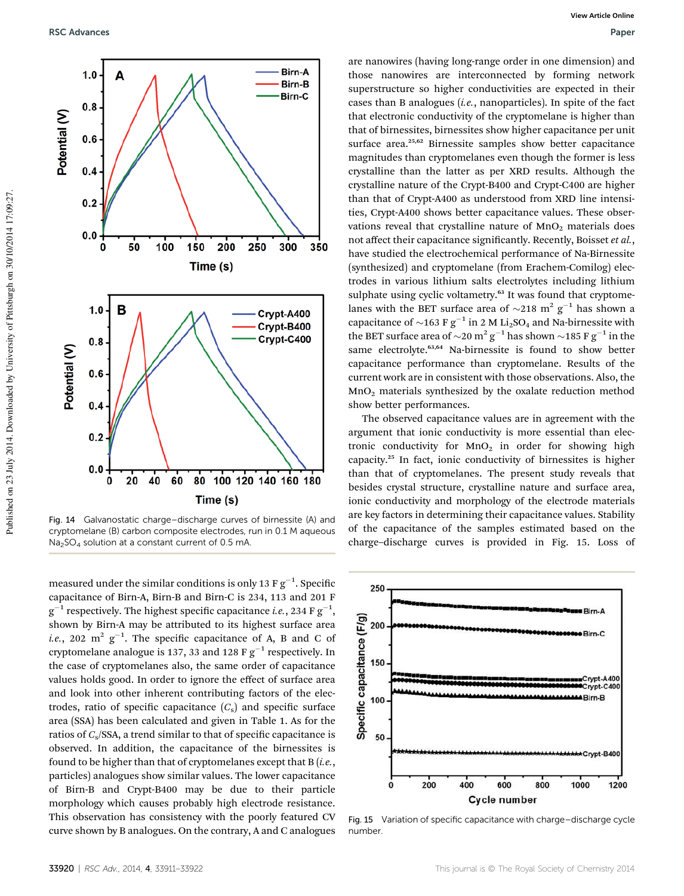Fig. 14 Galvanostatic charge–discharge curves of birnessite (A) and cryptomelane (B) carbon composite electrodes, run in 0.1 M aqueous $Na_2SO_4$ solution at a constant current of 0.5 mA.

measured under the similar conditions is only 13 F $g^{-1}$. Specific capacitance of Birn-A, Birn-B and Birn-C is 234, 113 and 201 F $g^{-1}$ respectively. The highest specific capacitance *i.e.*, 234 F $g^{-1}$, shown by Birn-A may be attributed to its highest surface area *i.e.*, 202 $m^2$ $g^{-1}$. The specific capacitance of A, B and C of cryptomelane analogue is 137, 33 and 128 F $g^{-1}$ respectively. In the case of cryptomelanes also, the same order of capacitance values holds good. In order to ignore the effect of surface area and look into other inherent contributing factors of the electrodes, ratio of specific capacitance ($C_s$) and specific surface area (SSA) has been calculated and given in Table 1. As for the ratios of $C_s$/SSA, a trend similar to that of specific capacitance is observed. In addition, the capacitance of the birnessites is found to be higher than that of cryptomelanes except that B (*i.e.*, particles) analogues show similar values. The lower capacitance of Birn-B and Crypt-B400 may be due to their particle morphology which causes probably high electrode resistance. This observation has consistency with the poorly featured CV curve shown by B analogues. On the contrary, A and C analogues are nanowires (having long-range order in one dimension) and those nanowires are interconnected by forming network superstructure so higher conductivities are expected in their cases than B analogues (*i.e.*, nanoparticles). In spite of the fact that electronic conductivity of the cryptomelane is higher than that of birnessites, birnessites show higher capacitance per unit surface area.[25,62] Birnessite samples show better capacitance magnitudes than cryptomelanes even though the former is less crystalline than the latter as per XRD results. Although the crystalline nature of the Crypt-B400 and Crypt-C400 are higher than that of Crypt-A400 as understood from XRD line intensities, Crypt-A400 shows better capacitance values. These observations reveal that crystalline nature of $MnO_2$ materials does not affect their capacitance significantly. Recently, Boisset *et al.*, have studied the electrochemical performance of Na-Birnessite (synthesized) and cryptomelane (from Erachem-Comilog) electrodes in various lithium salts electrolytes including lithium sulphate using cyclic voltammetry.[63] It was found that cryptomelanes with the BET surface area of ~218 $m^2$ $g^{-1}$ has shown a capacitance of ~163 F $g^{-1}$ in 2 M $Li_2SO_4$ and Na-birnessite with the BET surface area of ~20 $m^2$ $g^{-1}$ has shown ~185 F $g^{-1}$ in the same electrolyte.[63,64] Na-birnessite is found to show better capacitance performance than cryptomelane. Results of the current work are in consistent with those observations. Also, the $MnO_2$ materials synthesized by the oxalate reduction method show better performances.

The observed capacitance values are in agreement with the argument that ionic conductivity is more essential than electronic conductivity for $MnO_2$ in order for showing high capacity.[25] In fact, ionic conductivity of birnessites is higher than that of cryptomelanes. The present study reveals that besides crystal structure, crystalline nature and surface area, ionic conductivity and morphology of the electrode materials are key factors in determining their capacitance values. Stability of the capacitance of the samples estimated based on the charge–discharge curves is provided in Fig. 15. Loss of

Fig. 15 Variation of specific capacitance with charge–discharge cycle number.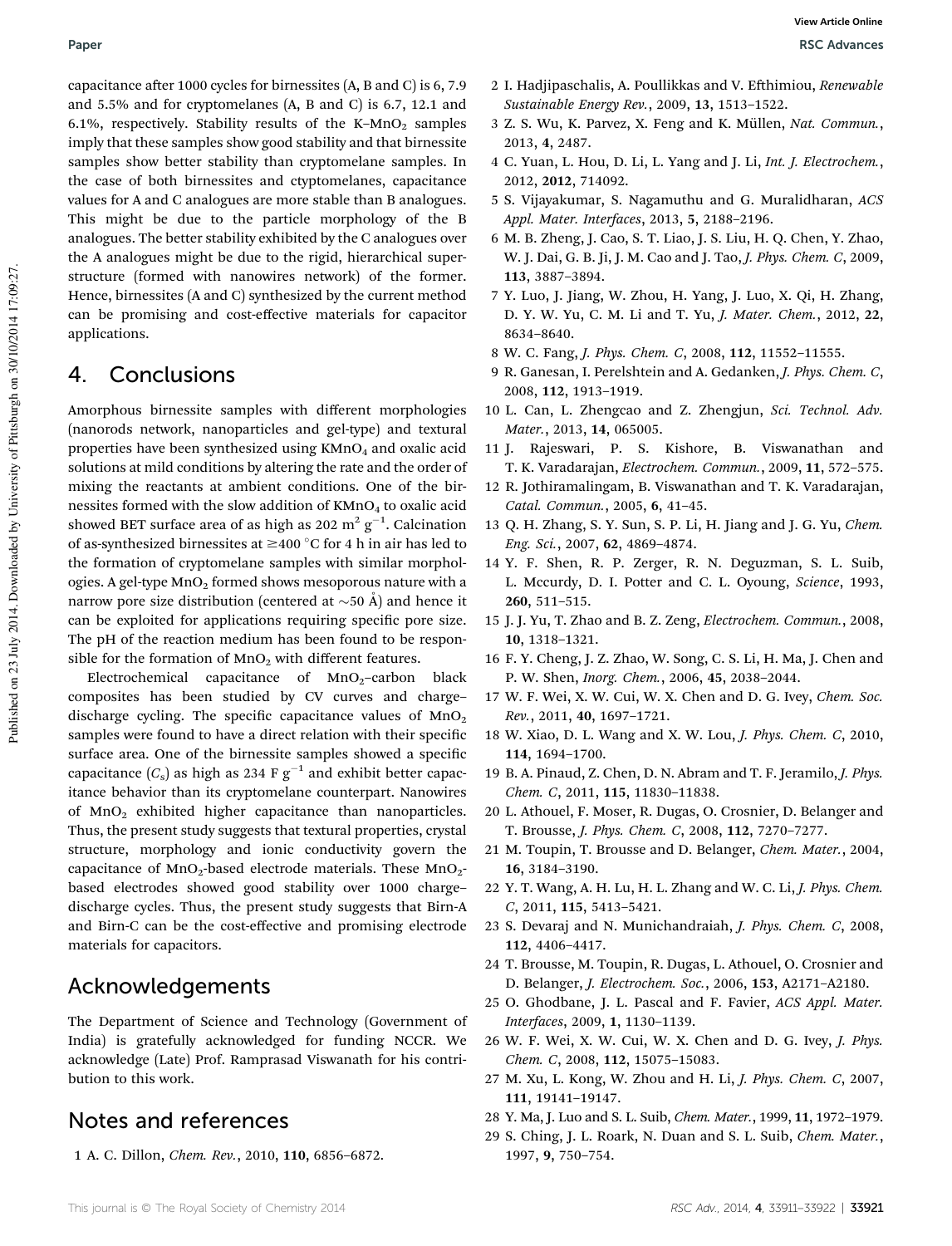capacitance after 1000 cycles for birnessites (A, B and C) is 6, 7.9 and 5.5% and for cryptomelanes (A, B and C) is 6.7, 12.1 and 6.1%, respectively. Stability results of the K–$MnO_2$ samples imply that these samples show good stability and that birnessite samples show better stability than cryptomelane samples. In the case of both birnessites and ctyptomelanes, capacitance values for A and C analogues are more stable than B analogues. This might be due to the particle morphology of the B analogues. The better stability exhibited by the C analogues over the A analogues might be due to the rigid, hierarchical superstructure (formed with nanowires network) of the former. Hence, birnessites (A and C) synthesized by the current method can be promising and cost-effective materials for capacitor applications.

## 4. Conclusions

Amorphous birnessite samples with different morphologies (nanorods network, nanoparticles and gel-type) and textural properties have been synthesized using $KMnO_4$ and oxalic acid solutions at mild conditions by altering the rate and the order of mixing the reactants at ambient conditions. One of the birnessites formed with the slow addition of $KMnO_4$ to oxalic acid showed BET surface area of as high as 202 $m^2\ g^{-1}$. Calcination of as-synthesized birnessites at $\geq$400 °C for 4 h in air has led to the formation of cryptomelane samples with similar morphologies. A gel-type $MnO_2$ formed shows mesoporous nature with a narrow pore size distribution (centered at ~50 Å) and hence it can be exploited for applications requiring specific pore size. The pH of the reaction medium has been found to be responsible for the formation of $MnO_2$ with different features.

Electrochemical capacitance of $MnO_2$–carbon black composites has been studied by CV curves and charge–discharge cycling. The specific capacitance values of $MnO_2$ samples were found to have a direct relation with their specific surface area. One of the birnessite samples showed a specific capacitance ($C_s$) as high as 234 F $g^{-1}$ and exhibit better capacitance behavior than its cryptomelane counterpart. Nanowires of $MnO_2$ exhibited higher capacitance than nanoparticles. Thus, the present study suggests that textural properties, crystal structure, morphology and ionic conductivity govern the capacitance of $MnO_2$-based electrode materials. These $MnO_2$-based electrodes showed good stability over 1000 charge–discharge cycles. Thus, the present study suggests that Birn-A and Birn-C can be the cost-effective and promising electrode materials for capacitors.

## Acknowledgements

The Department of Science and Technology (Government of India) is gratefully acknowledged for funding NCCR. We acknowledge (Late) Prof. Ramprasad Viswanath for his contribution to this work.

## Notes and references

1 A. C. Dillon, *Chem. Rev.*, 2010, **110**, 6856–6872.

2 I. Hadjipaschalis, A. Poullikkas and V. Efthimiou, *Renewable Sustainable Energy Rev.*, 2009, **13**, 1513–1522.

3 Z. S. Wu, K. Parvez, X. Feng and K. Müllen, *Nat. Commun.*, 2013, **4**, 2487.

4 C. Yuan, L. Hou, D. Li, L. Yang and J. Li, *Int. J. Electrochem.*, 2012, **2012**, 714092.

5 S. Vijayakumar, S. Nagamuthu and G. Muralidharan, *ACS Appl. Mater. Interfaces*, 2013, **5**, 2188–2196.

6 M. B. Zheng, J. Cao, S. T. Liao, J. S. Liu, H. Q. Chen, Y. Zhao, W. J. Dai, G. B. Ji, J. M. Cao and J. Tao, *J. Phys. Chem. C*, 2009, **113**, 3887–3894.

7 Y. Luo, J. Jiang, W. Zhou, H. Yang, J. Luo, X. Qi, H. Zhang, D. Y. W. Yu, C. M. Li and T. Yu, *J. Mater. Chem.*, 2012, **22**, 8634–8640.

8 W. C. Fang, *J. Phys. Chem. C*, 2008, **112**, 11552–11555.

9 R. Ganesan, I. Perelshtein and A. Gedanken, *J. Phys. Chem. C*, 2008, **112**, 1913–1919.

10 L. Can, L. Zhengcao and Z. Zhengjun, *Sci. Technol. Adv. Mater.*, 2013, **14**, 065005.

11 J. Rajeswari, P. S. Kishore, B. Viswanathan and T. K. Varadarajan, *Electrochem. Commun.*, 2009, **11**, 572–575.

12 R. Jothiramalingam, B. Viswanathan and T. K. Varadarajan, *Catal. Commun.*, 2005, **6**, 41–45.

13 Q. H. Zhang, S. Y. Sun, S. P. Li, H. Jiang and J. G. Yu, *Chem. Eng. Sci.*, 2007, **62**, 4869–4874.

14 Y. F. Shen, R. P. Zerger, R. N. Deguzman, S. L. Suib, L. Mccurdy, D. I. Potter and C. L. Oyoung, *Science*, 1993, **260**, 511–515.

15 J. J. Yu, T. Zhao and B. Z. Zeng, *Electrochem. Commun.*, 2008, **10**, 1318–1321.

16 F. Y. Cheng, J. Z. Zhao, W. Song, C. S. Li, H. Ma, J. Chen and P. W. Shen, *Inorg. Chem.*, 2006, **45**, 2038–2044.

17 W. F. Wei, X. W. Cui, W. X. Chen and D. G. Ivey, *Chem. Soc. Rev.*, 2011, **40**, 1697–1721.

18 W. Xiao, D. L. Wang and X. W. Lou, *J. Phys. Chem. C*, 2010, **114**, 1694–1700.

19 B. A. Pinaud, Z. Chen, D. N. Abram and T. F. Jeramilo, *J. Phys. Chem. C*, 2011, **115**, 11830–11838.

20 L. Athouel, F. Moser, R. Dugas, O. Crosnier, D. Belanger and T. Brousse, *J. Phys. Chem. C*, 2008, **112**, 7270–7277.

21 M. Toupin, T. Brousse and D. Belanger, *Chem. Mater.*, 2004, **16**, 3184–3190.

22 Y. T. Wang, A. H. Lu, H. L. Zhang and W. C. Li, *J. Phys. Chem. C*, 2011, **115**, 5413–5421.

23 S. Devaraj and N. Munichandraiah, *J. Phys. Chem. C*, 2008, **112**, 4406–4417.

24 T. Brousse, M. Toupin, R. Dugas, L. Athouel, O. Crosnier and D. Belanger, *J. Electrochem. Soc.*, 2006, **153**, A2171–A2180.

25 O. Ghodbane, J. L. Pascal and F. Favier, *ACS Appl. Mater. Interfaces*, 2009, **1**, 1130–1139.

26 W. F. Wei, X. W. Cui, W. X. Chen and D. G. Ivey, *J. Phys. Chem. C*, 2008, **112**, 15075–15083.

27 M. Xu, L. Kong, W. Zhou and H. Li, *J. Phys. Chem. C*, 2007, **111**, 19141–19147.

28 Y. Ma, J. Luo and S. L. Suib, *Chem. Mater.*, 1999, **11**, 1972–1979.

29 S. Ching, J. L. Roark, N. Duan and S. L. Suib, *Chem. Mater.*, 1997, **9**, 750–754.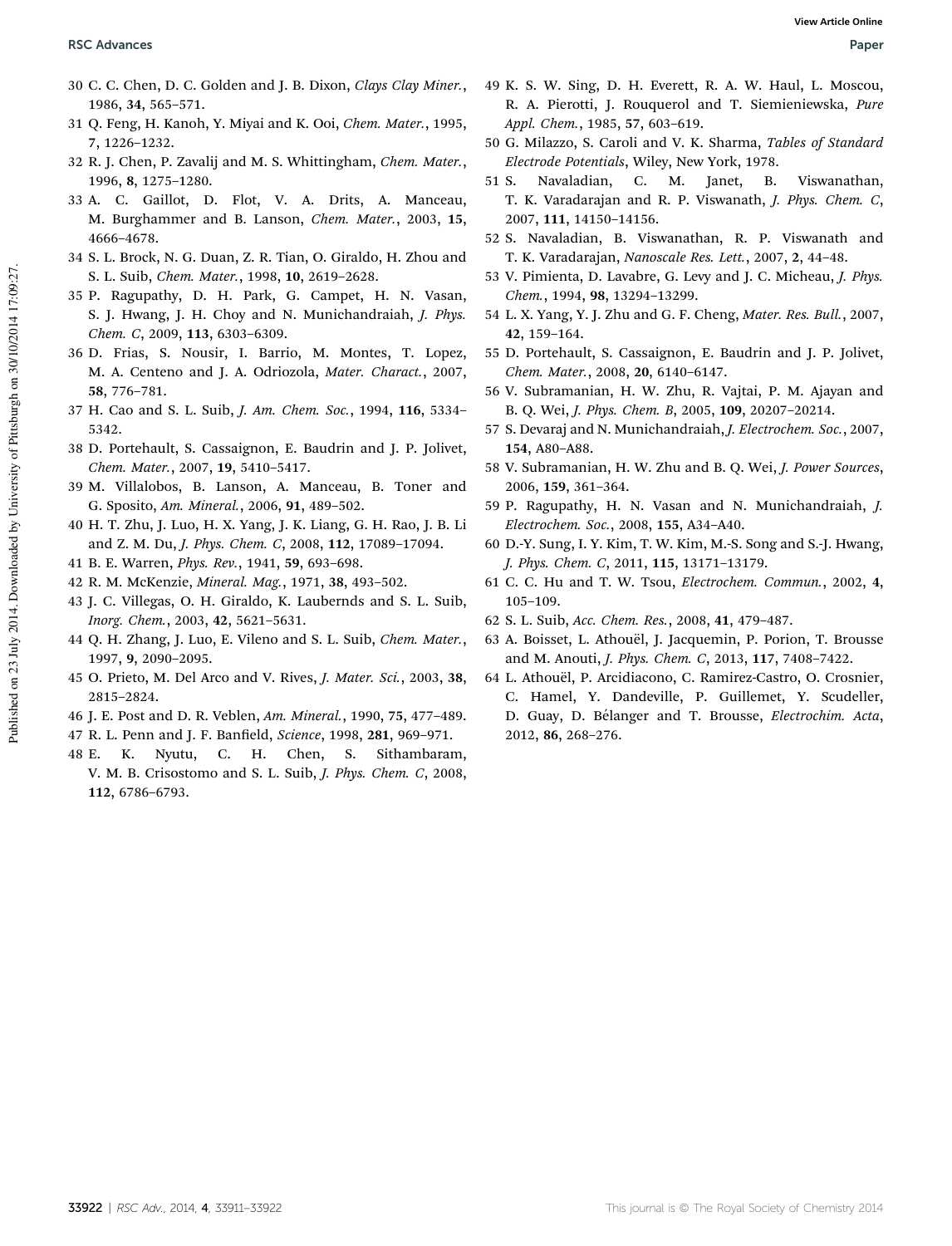30 C. C. Chen, D. C. Golden and J. B. Dixon, *Clays Clay Miner.*, 1986, **34**, 565–571.

31 Q. Feng, H. Kanoh, Y. Miyai and K. Ooi, *Chem. Mater.*, 1995, **7**, 1226–1232.

32 R. J. Chen, P. Zavalij and M. S. Whittingham, *Chem. Mater.*, 1996, **8**, 1275–1280.

33 A. C. Gaillot, D. Flot, V. A. Drits, A. Manceau, M. Burghammer and B. Lanson, *Chem. Mater.*, 2003, **15**, 4666–4678.

34 S. L. Brock, N. G. Duan, Z. R. Tian, O. Giraldo, H. Zhou and S. L. Suib, *Chem. Mater.*, 1998, **10**, 2619–2628.

35 P. Ragupathy, D. H. Park, G. Campet, H. N. Vasan, S. J. Hwang, J. H. Choy and N. Munichandraiah, *J. Phys. Chem. C*, 2009, **113**, 6303–6309.

36 D. Frias, S. Nousir, I. Barrio, M. Montes, T. Lopez, M. A. Centeno and J. A. Odriozola, *Mater. Charact.*, 2007, **58**, 776–781.

37 H. Cao and S. L. Suib, *J. Am. Chem. Soc.*, 1994, **116**, 5334–5342.

38 D. Portehault, S. Cassaignon, E. Baudrin and J. P. Jolivet, *Chem. Mater.*, 2007, **19**, 5410–5417.

39 M. Villalobos, B. Lanson, A. Manceau, B. Toner and G. Sposito, *Am. Mineral.*, 2006, **91**, 489–502.

40 H. T. Zhu, J. Luo, H. X. Yang, J. K. Liang, G. H. Rao, J. B. Li and Z. M. Du, *J. Phys. Chem. C*, 2008, **112**, 17089–17094.

41 B. E. Warren, *Phys. Rev.*, 1941, **59**, 693–698.

42 R. M. McKenzie, *Mineral. Mag.*, 1971, **38**, 493–502.

43 J. C. Villegas, O. H. Giraldo, K. Laubernds and S. L. Suib, *Inorg. Chem.*, 2003, **42**, 5621–5631.

44 Q. H. Zhang, J. Luo, E. Vileno and S. L. Suib, *Chem. Mater.*, 1997, **9**, 2090–2095.

45 O. Prieto, M. Del Arco and V. Rives, *J. Mater. Sci.*, 2003, **38**, 2815–2824.

46 J. E. Post and D. R. Veblen, *Am. Mineral.*, 1990, **75**, 477–489.

47 R. L. Penn and J. F. Banfield, *Science*, 1998, **281**, 969–971.

48 E. K. Nyutu, C. H. Chen, S. Sithambaram, V. M. B. Crisostomo and S. L. Suib, *J. Phys. Chem. C*, 2008, **112**, 6786–6793.

49 K. S. W. Sing, D. H. Everett, R. A. W. Haul, L. Moscou, R. A. Pierotti, J. Rouquerol and T. Siemieniewska, *Pure Appl. Chem.*, 1985, **57**, 603–619.

50 G. Milazzo, S. Caroli and V. K. Sharma, *Tables of Standard Electrode Potentials*, Wiley, New York, 1978.

51 S. Navaladian, C. M. Janet, B. Viswanathan, T. K. Varadarajan and R. P. Viswanath, *J. Phys. Chem. C*, 2007, **111**, 14150–14156.

52 S. Navaladian, B. Viswanathan, R. P. Viswanath and T. K. Varadarajan, *Nanoscale Res. Lett.*, 2007, **2**, 44–48.

53 V. Pimienta, D. Lavabre, G. Levy and J. C. Micheau, *J. Phys. Chem.*, 1994, **98**, 13294–13299.

54 L. X. Yang, Y. J. Zhu and G. F. Cheng, *Mater. Res. Bull.*, 2007, **42**, 159–164.

55 D. Portehault, S. Cassaignon, E. Baudrin and J. P. Jolivet, *Chem. Mater.*, 2008, **20**, 6140–6147.

56 V. Subramanian, H. W. Zhu, R. Vajtai, P. M. Ajayan and B. Q. Wei, *J. Phys. Chem. B*, 2005, **109**, 20207–20214.

57 S. Devaraj and N. Munichandraiah, *J. Electrochem. Soc.*, 2007, **154**, A80–A88.

58 V. Subramanian, H. W. Zhu and B. Q. Wei, *J. Power Sources*, 2006, **159**, 361–364.

59 P. Ragupathy, H. N. Vasan and N. Munichandraiah, *J. Electrochem. Soc.*, 2008, **155**, A34–A40.

60 D.-Y. Sung, I. Y. Kim, T. W. Kim, M.-S. Song and S.-J. Hwang, *J. Phys. Chem. C*, 2011, **115**, 13171–13179.

61 C. C. Hu and T. W. Tsou, *Electrochem. Commun.*, 2002, **4**, 105–109.

62 S. L. Suib, *Acc. Chem. Res.*, 2008, **41**, 479–487.

63 A. Boisset, L. Athouël, J. Jacquemin, P. Porion, T. Brousse and M. Anouti, *J. Phys. Chem. C*, 2013, **117**, 7408–7422.

64 L. Athouël, P. Arcidiacono, C. Ramirez-Castro, O. Crosnier, C. Hamel, Y. Dandeville, P. Guillemet, Y. Scudeller, D. Guay, D. Bélanger and T. Brousse, *Electrochim. Acta*, 2012, **86**, 268–276.